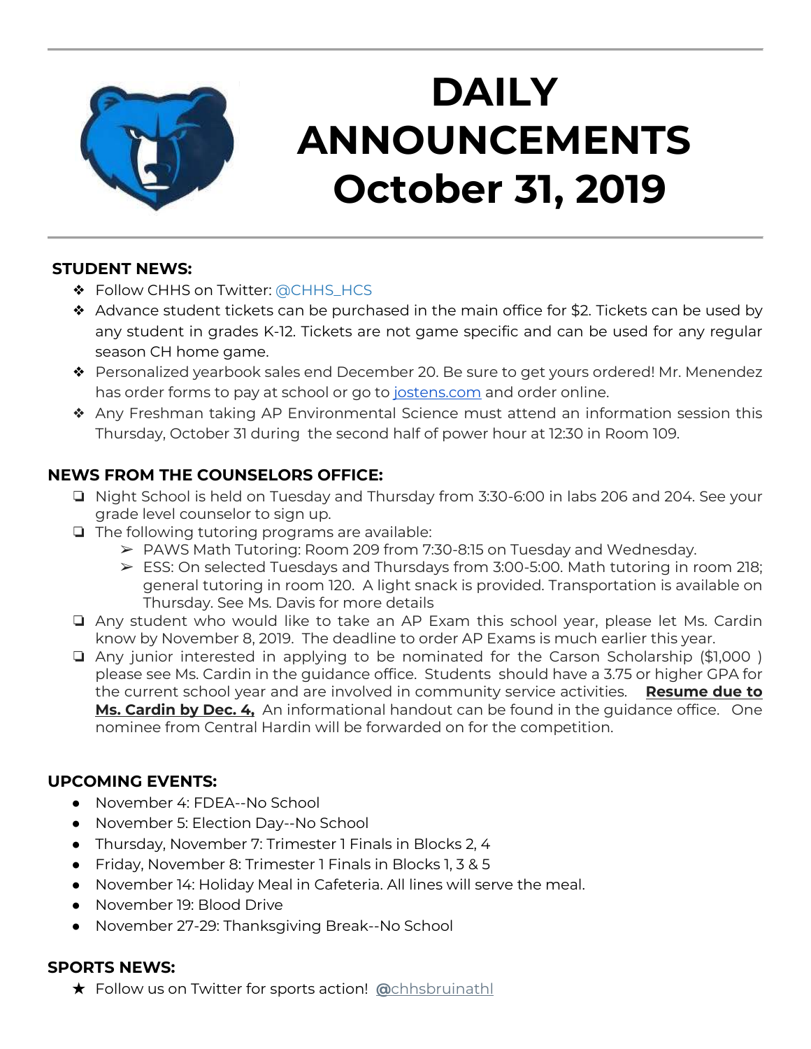# DAILY ANNOUNCEMENTS October 31, 2019

## STUDENT NEWS:

- Follow CHHS on Twitter: @CHHS_HCS
- Advance student tickets can be purchased in the main office for $2. Tickets can be used by any student in grades K-12. Tickets are not game specific and can be used for any regular season CH home game.
- Personalized yearbook sales end December 20. Be sure to get yours ordered! Mr. Menendez has order forms to pay at school or go to jostens.com and order online.
- Any Freshman taking AP Environmental Science must attend an information session this Thursday, October 31 during the second half of power hour at 12:30 in Room 109.

## NEWS FROM THE COUNSELORS OFFICE:

- Night School is held on Tuesday and Thursday from 3:30-6:00 in labs 206 and 204. See your grade level counselor to sign up.
- The following tutoring programs are available:
  - PAWS Math Tutoring: Room 209 from 7:30-8:15 on Tuesday and Wednesday.
  - ESS: On selected Tuesdays and Thursdays from 3:00-5:00. Math tutoring in room 218; general tutoring in room 120. A light snack is provided. Transportation is available on Thursday. See Ms. Davis for more details
- Any student who would like to take an AP Exam this school year, please let Ms. Cardin know by November 8, 2019. The deadline to order AP Exams is much earlier this year.
- Any junior interested in applying to be nominated for the Carson Scholarship ($1,000 ) please see Ms. Cardin in the guidance office. Students should have a 3.75 or higher GPA for the current school year and are involved in community service activities. **Resume due to Ms. Cardin by Dec. 4,** An informational handout can be found in the guidance office. One nominee from Central Hardin will be forwarded on for the competition.

## UPCOMING EVENTS:

- November 4: FDEA--No School
- November 5: Election Day--No School
- Thursday, November 7: Trimester 1 Finals in Blocks 2, 4
- Friday, November 8: Trimester 1 Finals in Blocks 1, 3 & 5
- November 14: Holiday Meal in Cafeteria. All lines will serve the meal.
- November 19: Blood Drive
- November 27-29: Thanksgiving Break--No School

## SPORTS NEWS:

- Follow us on Twitter for sports action! @chhsbruinathl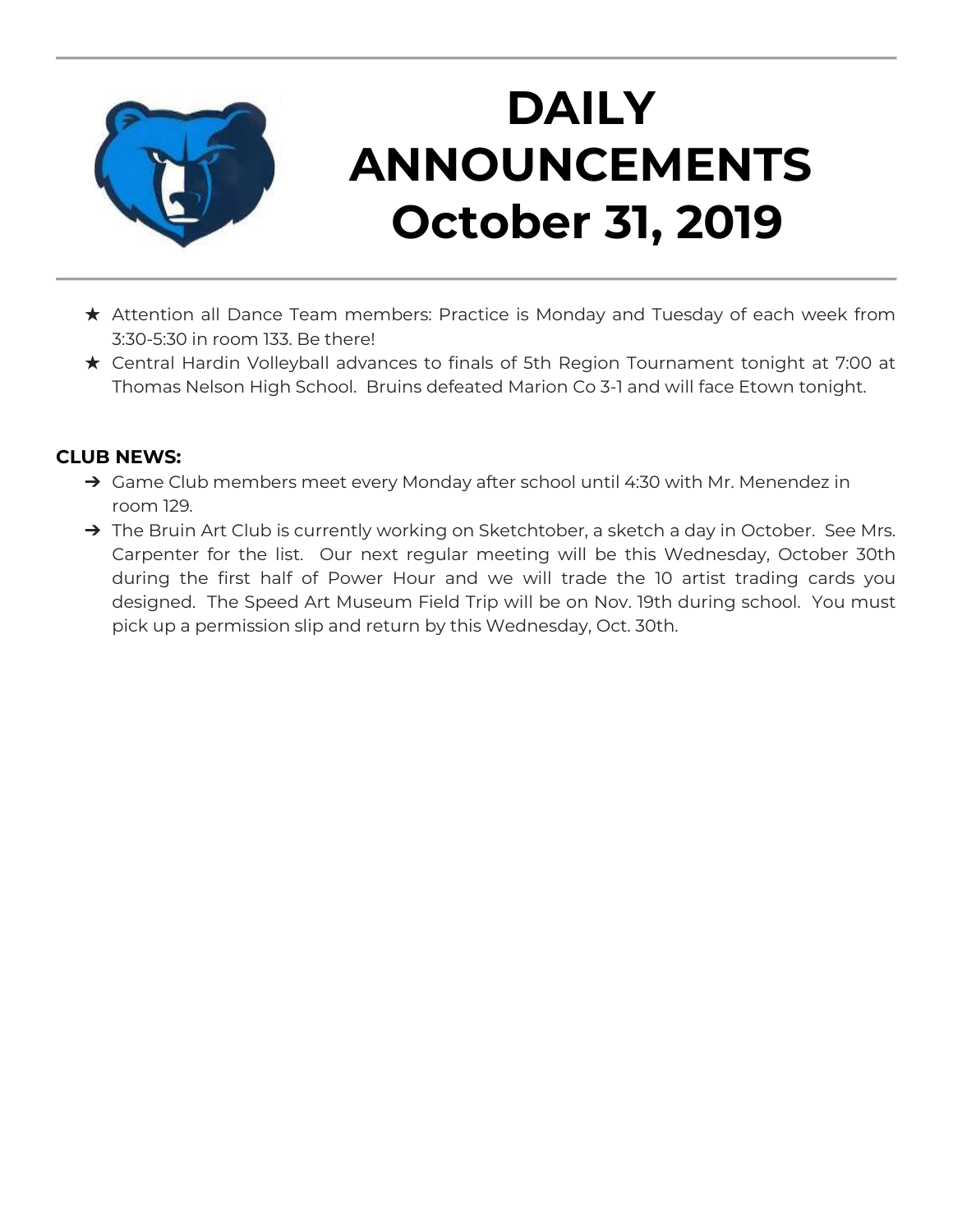# DAILY ANNOUNCEMENTS October 31, 2019

- Attention all Dance Team members: Practice is Monday and Tuesday of each week from 3:30-5:30 in room 133. Be there!
- Central Hardin Volleyball advances to finals of 5th Region Tournament tonight at 7:00 at Thomas Nelson High School. Bruins defeated Marion Co 3-1 and will face Etown tonight.

**CLUB NEWS:**

- Game Club members meet every Monday after school until 4:30 with Mr. Menendez in room 129.
- The Bruin Art Club is currently working on Sketchtober, a sketch a day in October. See Mrs. Carpenter for the list. Our next regular meeting will be this Wednesday, October 30th during the first half of Power Hour and we will trade the 10 artist trading cards you designed. The Speed Art Museum Field Trip will be on Nov. 19th during school. You must pick up a permission slip and return by this Wednesday, Oct. 30th.